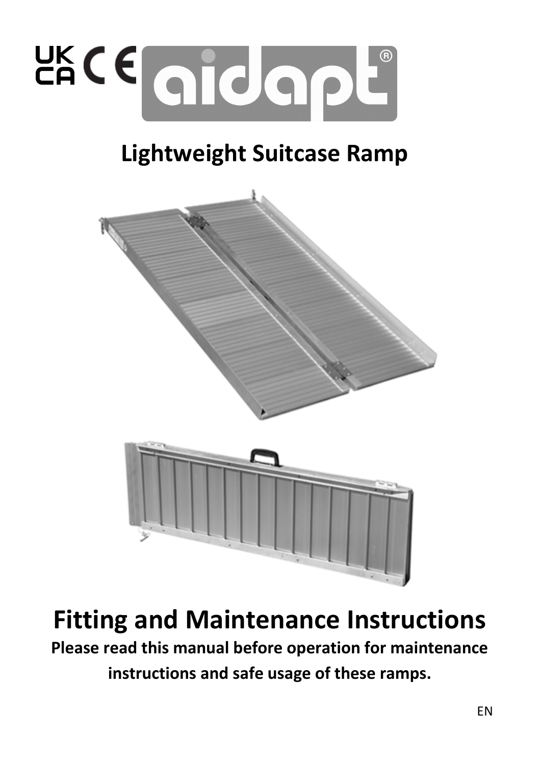UKCA CE aidapt®

# Lightweight Suitcase Ramp

# Fitting and Maintenance Instructions

**Please read this manual before operation for maintenance instructions and safe usage of these ramps.**

EN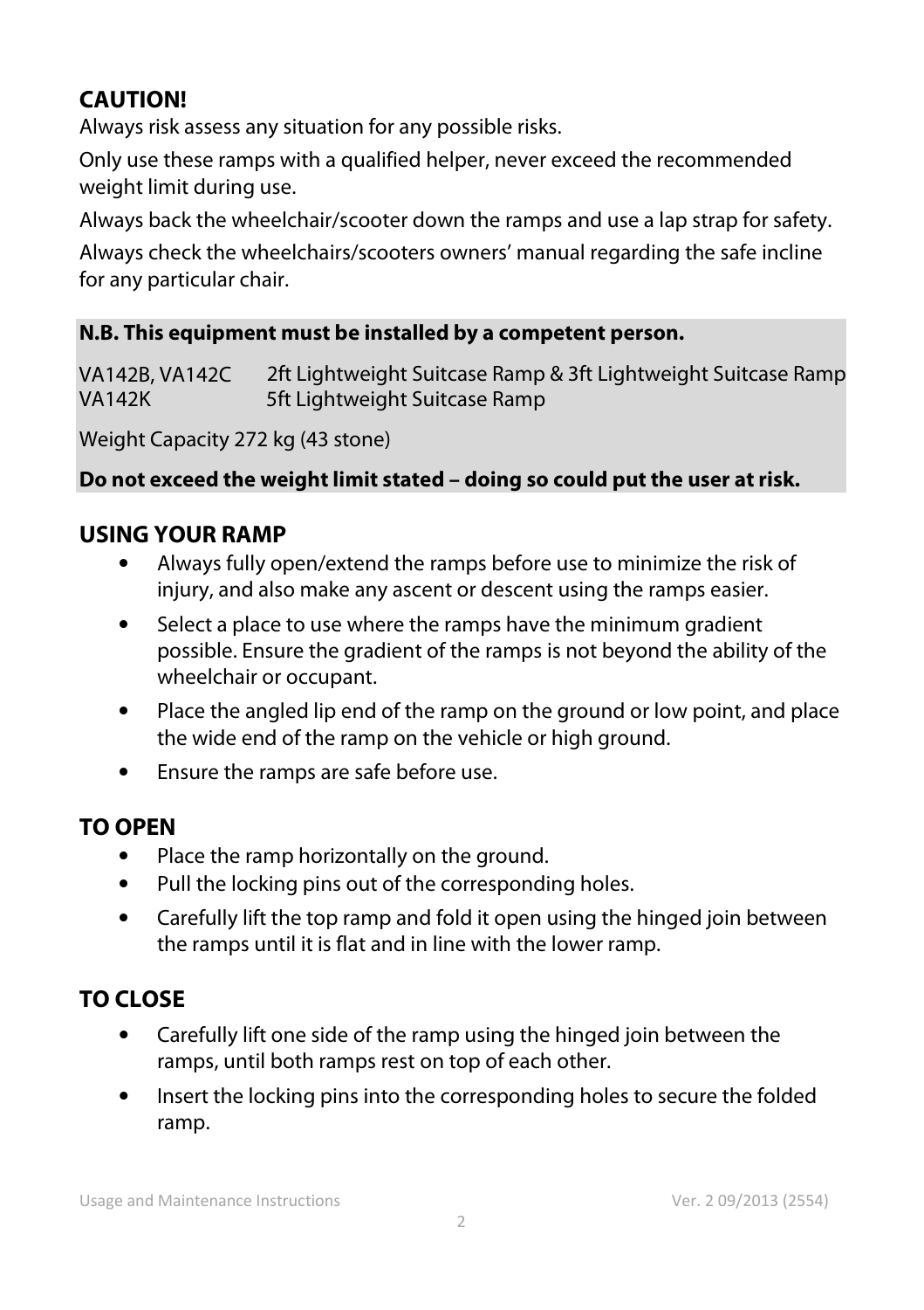## CAUTION!

Always risk assess any situation for any possible risks.

Only use these ramps with a qualified helper, never exceed the recommended weight limit during use.

Always back the wheelchair/scooter down the ramps and use a lap strap for safety.

Always check the wheelchairs/scooters owners' manual regarding the safe incline for any particular chair.

**N.B. This equipment must be installed by a competent person.**

VA142B, VA142C 2ft Lightweight Suitcase Ramp & 3ft Lightweight Suitcase Ramp
VA142K 5ft Lightweight Suitcase Ramp

Weight Capacity 272 kg (43 stone)

**Do not exceed the weight limit stated – doing so could put the user at risk.**

## USING YOUR RAMP

- Always fully open/extend the ramps before use to minimize the risk of injury, and also make any ascent or descent using the ramps easier.
- Select a place to use where the ramps have the minimum gradient possible. Ensure the gradient of the ramps is not beyond the ability of the wheelchair or occupant.
- Place the angled lip end of the ramp on the ground or low point, and place the wide end of the ramp on the vehicle or high ground.
- Ensure the ramps are safe before use.

## TO OPEN

- Place the ramp horizontally on the ground.
- Pull the locking pins out of the corresponding holes.
- Carefully lift the top ramp and fold it open using the hinged join between the ramps until it is flat and in line with the lower ramp.

## TO CLOSE

- Carefully lift one side of the ramp using the hinged join between the ramps, until both ramps rest on top of each other.
- Insert the locking pins into the corresponding holes to secure the folded ramp.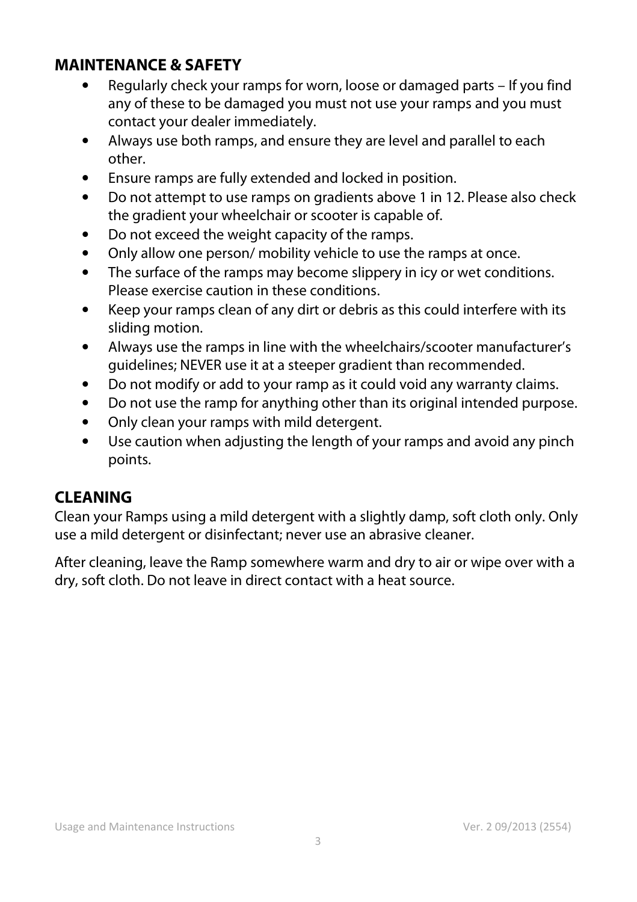## MAINTENANCE & SAFETY

- Regularly check your ramps for worn, loose or damaged parts – If you find any of these to be damaged you must not use your ramps and you must contact your dealer immediately.
- Always use both ramps, and ensure they are level and parallel to each other.
- Ensure ramps are fully extended and locked in position.
- Do not attempt to use ramps on gradients above 1 in 12. Please also check the gradient your wheelchair or scooter is capable of.
- Do not exceed the weight capacity of the ramps.
- Only allow one person/ mobility vehicle to use the ramps at once.
- The surface of the ramps may become slippery in icy or wet conditions. Please exercise caution in these conditions.
- Keep your ramps clean of any dirt or debris as this could interfere with its sliding motion.
- Always use the ramps in line with the wheelchairs/scooter manufacturer's guidelines; NEVER use it at a steeper gradient than recommended.
- Do not modify or add to your ramp as it could void any warranty claims.
- Do not use the ramp for anything other than its original intended purpose.
- Only clean your ramps with mild detergent.
- Use caution when adjusting the length of your ramps and avoid any pinch points.

## CLEANING

Clean your Ramps using a mild detergent with a slightly damp, soft cloth only. Only use a mild detergent or disinfectant; never use an abrasive cleaner.

After cleaning, leave the Ramp somewhere warm and dry to air or wipe over with a dry, soft cloth. Do not leave in direct contact with a heat source.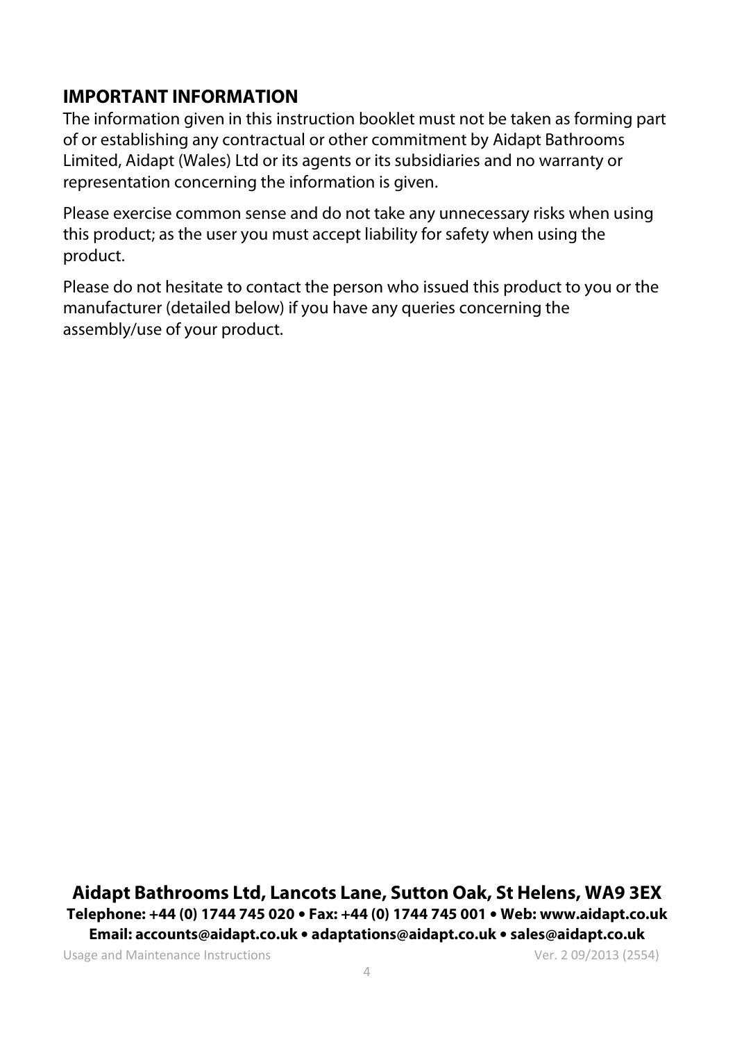## IMPORTANT INFORMATION

The information given in this instruction booklet must not be taken as forming part of or establishing any contractual or other commitment by Aidapt Bathrooms Limited, Aidapt (Wales) Ltd or its agents or its subsidiaries and no warranty or representation concerning the information is given.

Please exercise common sense and do not take any unnecessary risks when using this product; as the user you must accept liability for safety when using the product.

Please do not hesitate to contact the person who issued this product to you or the manufacturer (detailed below) if you have any queries concerning the assembly/use of your product.

**Aidapt Bathrooms Ltd, Lancots Lane, Sutton Oak, St Helens, WA9 3EX**

**Telephone: +44 (0) 1744 745 020 • Fax: +44 (0) 1744 745 001 • Web: www.aidapt.co.uk**

**Email: accounts@aidapt.co.uk • adaptations@aidapt.co.uk • sales@aidapt.co.uk**